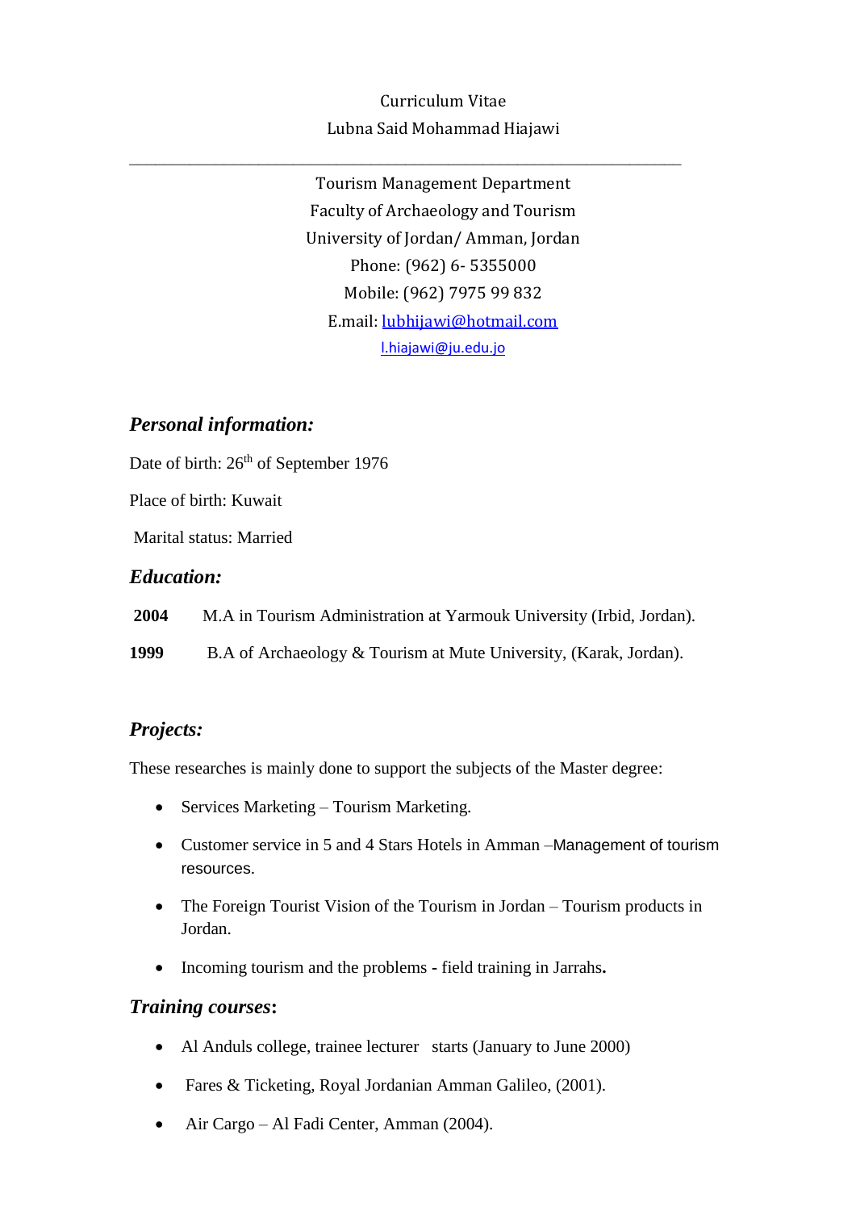Curriculum Vitae

Lubna Said Mohammad Hiajawi

---

Tourism Management Department

Faculty of Archaeology and Tourism

University of Jordan/ Amman, Jordan

Phone: (962) 6- 5355000

Mobile: (962) 7975 99 832

E.mail: lubhijawi@hotmail.com

l.hiajawi@ju.edu.jo

## *Personal information:*

Date of birth: 26th of September 1976

Place of birth: Kuwait

Marital status: Married

## *Education:*

**2004** M.A in Tourism Administration at Yarmouk University (Irbid, Jordan).

**1999** B.A of Archaeology & Tourism at Mute University, (Karak, Jordan).

## *Projects:*

These researches is mainly done to support the subjects of the Master degree:

- Services Marketing – Tourism Marketing.
- Customer service in 5 and 4 Stars Hotels in Amman –Management of tourism resources.
- The Foreign Tourist Vision of the Tourism in Jordan – Tourism products in Jordan.
- Incoming tourism and the problems - field training in Jarrahs**.**

## *Training courses***:**

- Al Anduls college, trainee lecturer starts (January to June 2000)
- Fares & Ticketing, Royal Jordanian Amman Galileo, (2001).
- Air Cargo – Al Fadi Center, Amman (2004).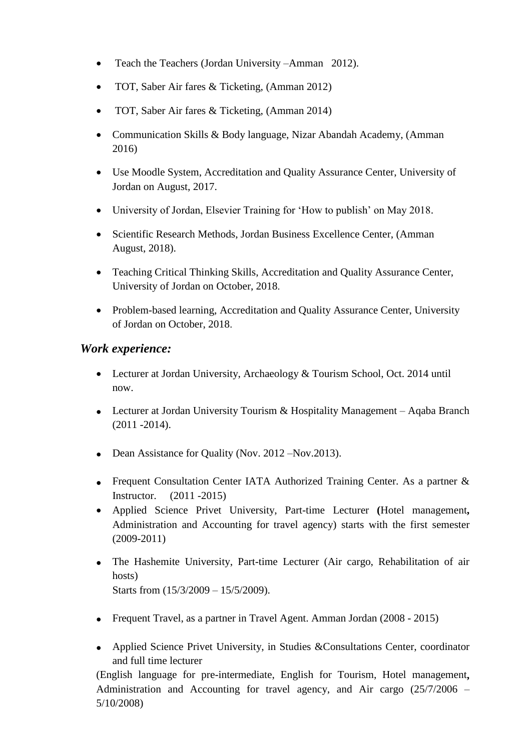- Teach the Teachers (Jordan University –Amman 2012).
- TOT, Saber Air fares & Ticketing, (Amman 2012)
- TOT, Saber Air fares & Ticketing, (Amman 2014)
- Communication Skills & Body language, Nizar Abandah Academy, (Amman 2016)
- Use Moodle System, Accreditation and Quality Assurance Center, University of Jordan on August, 2017.
- University of Jordan, Elsevier Training for 'How to publish' on May 2018.
- Scientific Research Methods, Jordan Business Excellence Center, (Amman August, 2018).
- Teaching Critical Thinking Skills, Accreditation and Quality Assurance Center, University of Jordan on October, 2018.
- Problem-based learning, Accreditation and Quality Assurance Center, University of Jordan on October, 2018.

## *Work experience:*

- Lecturer at Jordan University, Archaeology & Tourism School, Oct. 2014 until now.
- Lecturer at Jordan University Tourism & Hospitality Management – Aqaba Branch (2011 -2014).
- Dean Assistance for Quality (Nov. 2012 –Nov.2013).
- Frequent Consultation Center IATA Authorized Training Center. As a partner & Instructor. (2011 -2015)
- Applied Science Privet University, Part-time Lecturer **(**Hotel management**,** Administration and Accounting for travel agency) starts with the first semester (2009-2011)
- The Hashemite University, Part-time Lecturer (Air cargo, Rehabilitation of air hosts)
  Starts from (15/3/2009 – 15/5/2009).
- Frequent Travel, as a partner in Travel Agent. Amman Jordan (2008 - 2015)
- Applied Science Privet University, in Studies &Consultations Center, coordinator and full time lecturer

(English language for pre-intermediate, English for Tourism, Hotel management**,** Administration and Accounting for travel agency, and Air cargo (25/7/2006 – 5/10/2008)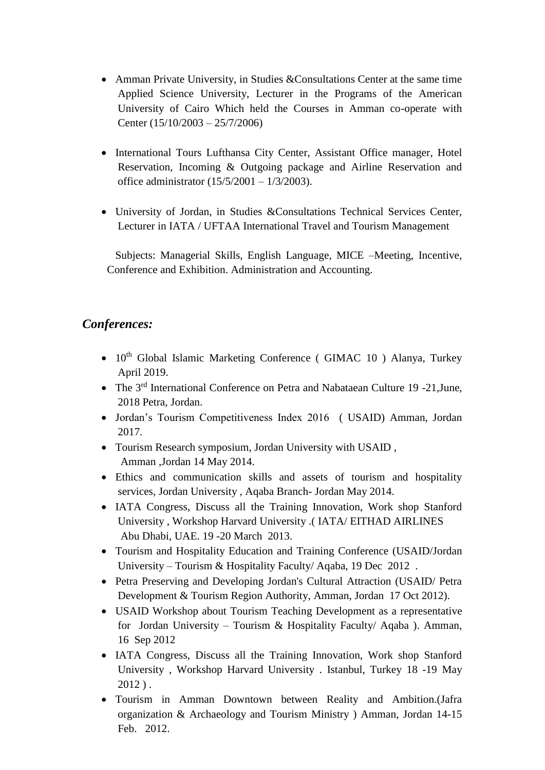- Amman Private University, in Studies &Consultations Center at the same time Applied Science University, Lecturer in the Programs of the American University of Cairo Which held the Courses in Amman co-operate with Center (15/10/2003 – 25/7/2006)

- International Tours Lufthansa City Center, Assistant Office manager, Hotel Reservation, Incoming & Outgoing package and Airline Reservation and office administrator (15/5/2001 – 1/3/2003).

- University of Jordan, in Studies &Consultations Technical Services Center, Lecturer in IATA / UFTAA International Travel and Tourism Management

  Subjects: Managerial Skills, English Language, MICE –Meeting, Incentive, Conference and Exhibition. Administration and Accounting.

## *Conferences:*

- 10th Global Islamic Marketing Conference ( GIMAC 10 ) Alanya, Turkey April 2019.
- The 3rd International Conference on Petra and Nabataean Culture 19 -21,June, 2018 Petra, Jordan.
- Jordan's Tourism Competitiveness Index 2016 ( USAID) Amman, Jordan 2017.
- Tourism Research symposium, Jordan University with USAID , Amman ,Jordan 14 May 2014.
- Ethics and communication skills and assets of tourism and hospitality services, Jordan University , Aqaba Branch- Jordan May 2014.
- IATA Congress, Discuss all the Training Innovation, Work shop Stanford University , Workshop Harvard University .( IATA/ EITHAD AIRLINES Abu Dhabi, UAE. 19 -20 March 2013.
- Tourism and Hospitality Education and Training Conference (USAID/Jordan University – Tourism & Hospitality Faculty/ Aqaba, 19 Dec 2012 .
- Petra Preserving and Developing Jordan's Cultural Attraction (USAID/ Petra Development & Tourism Region Authority, Amman, Jordan 17 Oct 2012).
- USAID Workshop about Tourism Teaching Development as a representative for Jordan University – Tourism & Hospitality Faculty/ Aqaba ). Amman, 16 Sep 2012
- IATA Congress, Discuss all the Training Innovation, Work shop Stanford University , Workshop Harvard University . Istanbul, Turkey 18 -19 May 2012 ) .
- Tourism in Amman Downtown between Reality and Ambition.(Jafra organization & Archaeology and Tourism Ministry ) Amman, Jordan 14-15 Feb. 2012.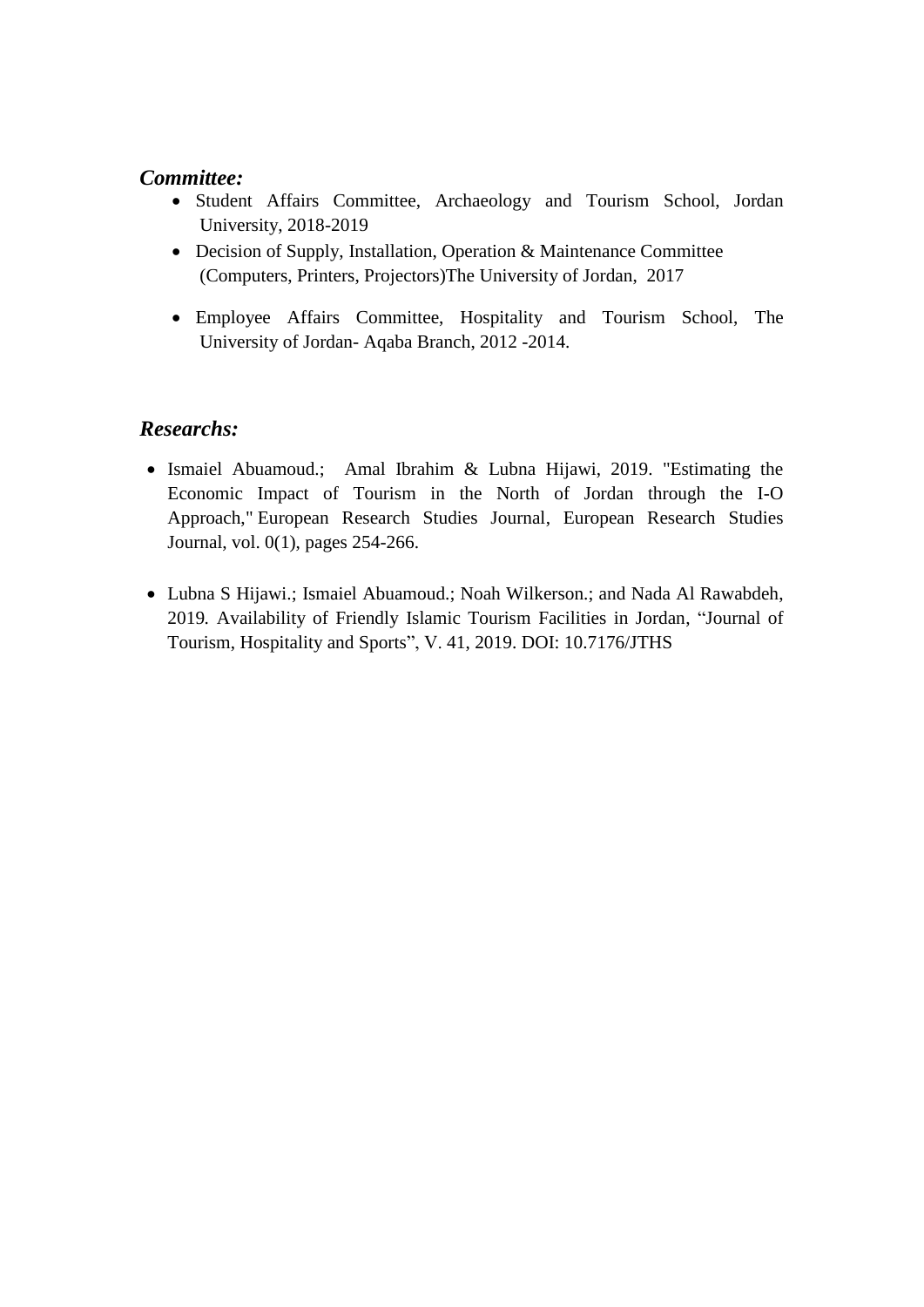***Committee:***

- Student Affairs Committee, Archaeology and Tourism School, Jordan University, 2018-2019
- Decision of Supply, Installation, Operation & Maintenance Committee (Computers, Printers, Projectors)The University of Jordan, 2017
- Employee Affairs Committee, Hospitality and Tourism School, The University of Jordan- Aqaba Branch, 2012 -2014.

***Researchs:***

- Ismaiel Abuamoud.; Amal Ibrahim & Lubna Hijawi, 2019. "Estimating the Economic Impact of Tourism in the North of Jordan through the I-O Approach," European Research Studies Journal, European Research Studies Journal, vol. 0(1), pages 254-266.
- Lubna S Hijawi.; Ismaiel Abuamoud.; Noah Wilkerson.; and Nada Al Rawabdeh, 2019. Availability of Friendly Islamic Tourism Facilities in Jordan, "Journal of Tourism, Hospitality and Sports", V. 41, 2019. DOI: 10.7176/JTHS